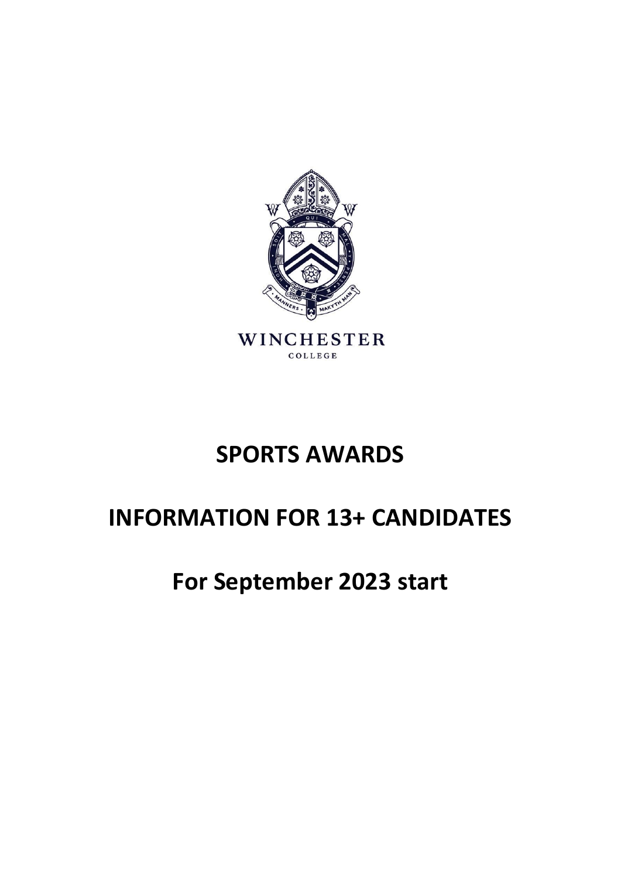WINCHESTER

COLLEGE

# SPORTS AWARDS

# INFORMATION FOR 13+ CANDIDATES

# For September 2023 start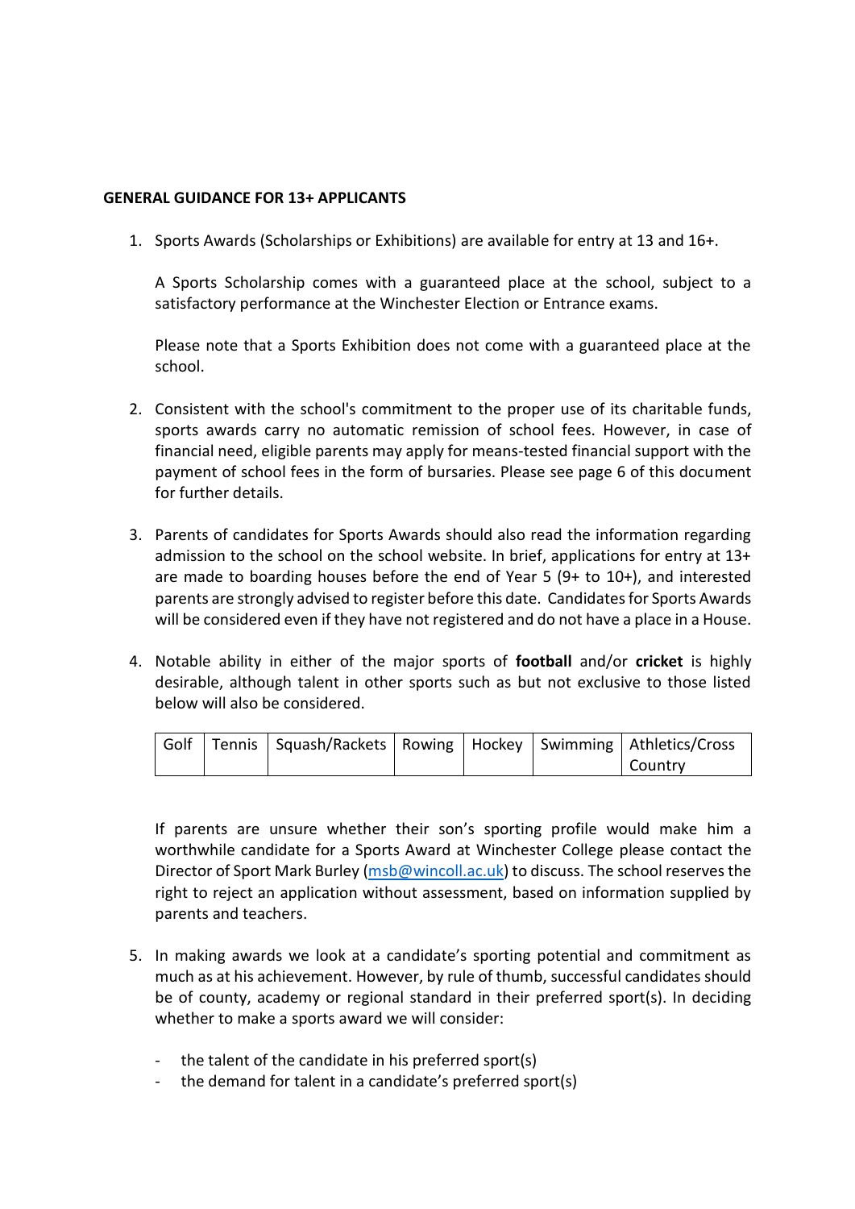**GENERAL GUIDANCE FOR 13+ APPLICANTS**

1. Sports Awards (Scholarships or Exhibitions) are available for entry at 13 and 16+.

   A Sports Scholarship comes with a guaranteed place at the school, subject to a satisfactory performance at the Winchester Election or Entrance exams.

   Please note that a Sports Exhibition does not come with a guaranteed place at the school.

2. Consistent with the school's commitment to the proper use of its charitable funds, sports awards carry no automatic remission of school fees. However, in case of financial need, eligible parents may apply for means-tested financial support with the payment of school fees in the form of bursaries. Please see page 6 of this document for further details.

3. Parents of candidates for Sports Awards should also read the information regarding admission to the school on the school website. In brief, applications for entry at 13+ are made to boarding houses before the end of Year 5 (9+ to 10+), and interested parents are strongly advised to register before this date. Candidates for Sports Awards will be considered even if they have not registered and do not have a place in a House.

4. Notable ability in either of the major sports of **football** and/or **cricket** is highly desirable, although talent in other sports such as but not exclusive to those listed below will also be considered.

   | Golf | Tennis | Squash/Rackets | Rowing | Hockey | Swimming | Athletics/Cross Country |
   |---|---|---|---|---|---|---|

   If parents are unsure whether their son's sporting profile would make him a worthwhile candidate for a Sports Award at Winchester College please contact the Director of Sport Mark Burley ([msb@wincoll.ac.uk](mailto:msb@wincoll.ac.uk)) to discuss. The school reserves the right to reject an application without assessment, based on information supplied by parents and teachers.

5. In making awards we look at a candidate's sporting potential and commitment as much as at his achievement. However, by rule of thumb, successful candidates should be of county, academy or regional standard in their preferred sport(s). In deciding whether to make a sports award we will consider:

   - the talent of the candidate in his preferred sport(s)
   - the demand for talent in a candidate's preferred sport(s)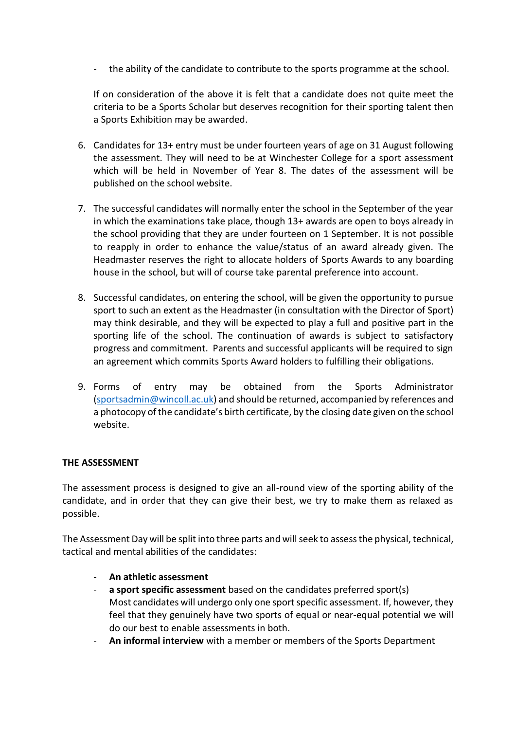- the ability of the candidate to contribute to the sports programme at the school.

If on consideration of the above it is felt that a candidate does not quite meet the criteria to be a Sports Scholar but deserves recognition for their sporting talent then a Sports Exhibition may be awarded.

6. Candidates for 13+ entry must be under fourteen years of age on 31 August following the assessment. They will need to be at Winchester College for a sport assessment which will be held in November of Year 8. The dates of the assessment will be published on the school website.

7. The successful candidates will normally enter the school in the September of the year in which the examinations take place, though 13+ awards are open to boys already in the school providing that they are under fourteen on 1 September. It is not possible to reapply in order to enhance the value/status of an award already given. The Headmaster reserves the right to allocate holders of Sports Awards to any boarding house in the school, but will of course take parental preference into account.

8. Successful candidates, on entering the school, will be given the opportunity to pursue sport to such an extent as the Headmaster (in consultation with the Director of Sport) may think desirable, and they will be expected to play a full and positive part in the sporting life of the school. The continuation of awards is subject to satisfactory progress and commitment. Parents and successful applicants will be required to sign an agreement which commits Sports Award holders to fulfilling their obligations.

9. Forms of entry may be obtained from the Sports Administrator (sportsadmin@wincoll.ac.uk) and should be returned, accompanied by references and a photocopy of the candidate's birth certificate, by the closing date given on the school website.

**THE ASSESSMENT**

The assessment process is designed to give an all-round view of the sporting ability of the candidate, and in order that they can give their best, we try to make them as relaxed as possible.

The Assessment Day will be split into three parts and will seek to assess the physical, technical, tactical and mental abilities of the candidates:

- **An athletic assessment**
- **a sport specific assessment** based on the candidates preferred sport(s)
  Most candidates will undergo only one sport specific assessment. If, however, they feel that they genuinely have two sports of equal or near-equal potential we will do our best to enable assessments in both.
- **An informal interview** with a member or members of the Sports Department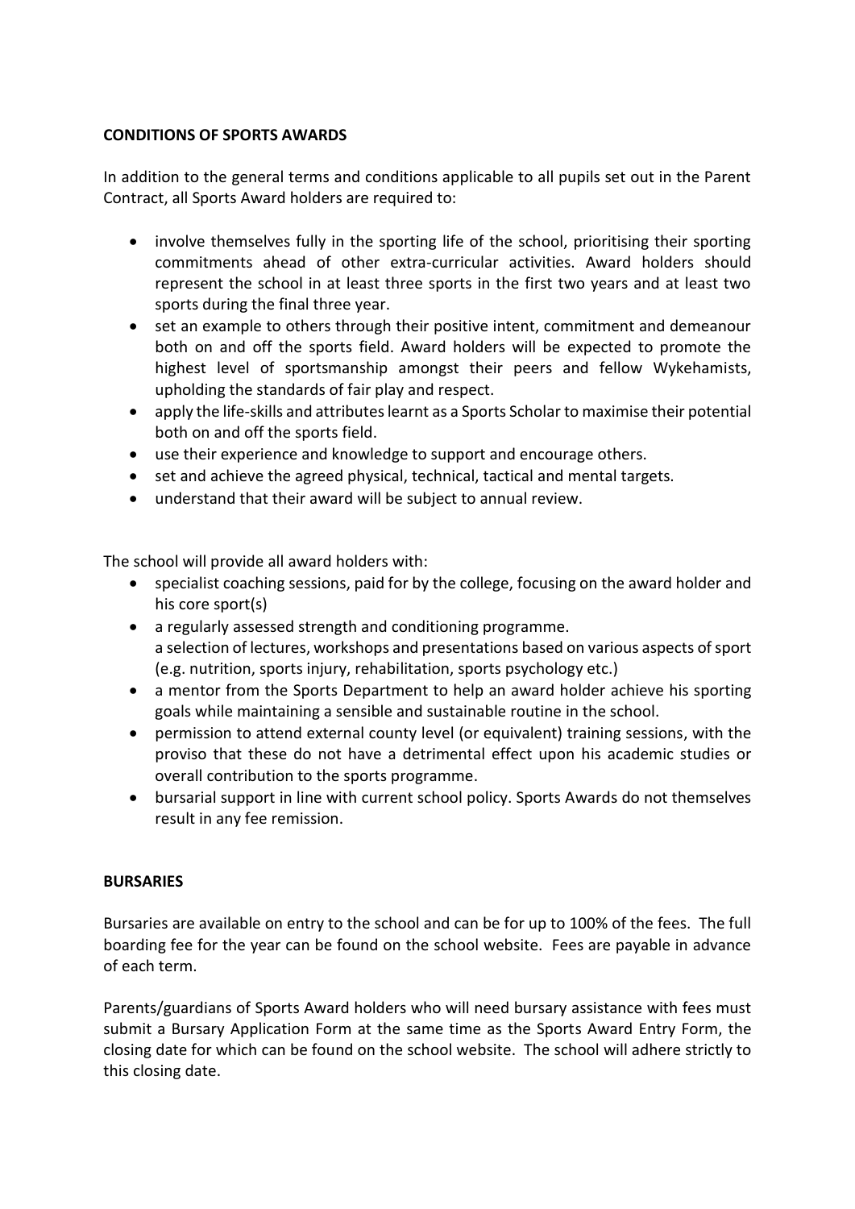**CONDITIONS OF SPORTS AWARDS**

In addition to the general terms and conditions applicable to all pupils set out in the Parent Contract, all Sports Award holders are required to:

- involve themselves fully in the sporting life of the school, prioritising their sporting commitments ahead of other extra-curricular activities. Award holders should represent the school in at least three sports in the first two years and at least two sports during the final three year.
- set an example to others through their positive intent, commitment and demeanour both on and off the sports field. Award holders will be expected to promote the highest level of sportsmanship amongst their peers and fellow Wykehamists, upholding the standards of fair play and respect.
- apply the life-skills and attributes learnt as a Sports Scholar to maximise their potential both on and off the sports field.
- use their experience and knowledge to support and encourage others.
- set and achieve the agreed physical, technical, tactical and mental targets.
- understand that their award will be subject to annual review.

The school will provide all award holders with:

- specialist coaching sessions, paid for by the college, focusing on the award holder and his core sport(s)
- a regularly assessed strength and conditioning programme.
  a selection of lectures, workshops and presentations based on various aspects of sport (e.g. nutrition, sports injury, rehabilitation, sports psychology etc.)
- a mentor from the Sports Department to help an award holder achieve his sporting goals while maintaining a sensible and sustainable routine in the school.
- permission to attend external county level (or equivalent) training sessions, with the proviso that these do not have a detrimental effect upon his academic studies or overall contribution to the sports programme.
- bursarial support in line with current school policy. Sports Awards do not themselves result in any fee remission.

**BURSARIES**

Bursaries are available on entry to the school and can be for up to 100% of the fees. The full boarding fee for the year can be found on the school website. Fees are payable in advance of each term.

Parents/guardians of Sports Award holders who will need bursary assistance with fees must submit a Bursary Application Form at the same time as the Sports Award Entry Form, the closing date for which can be found on the school website. The school will adhere strictly to this closing date.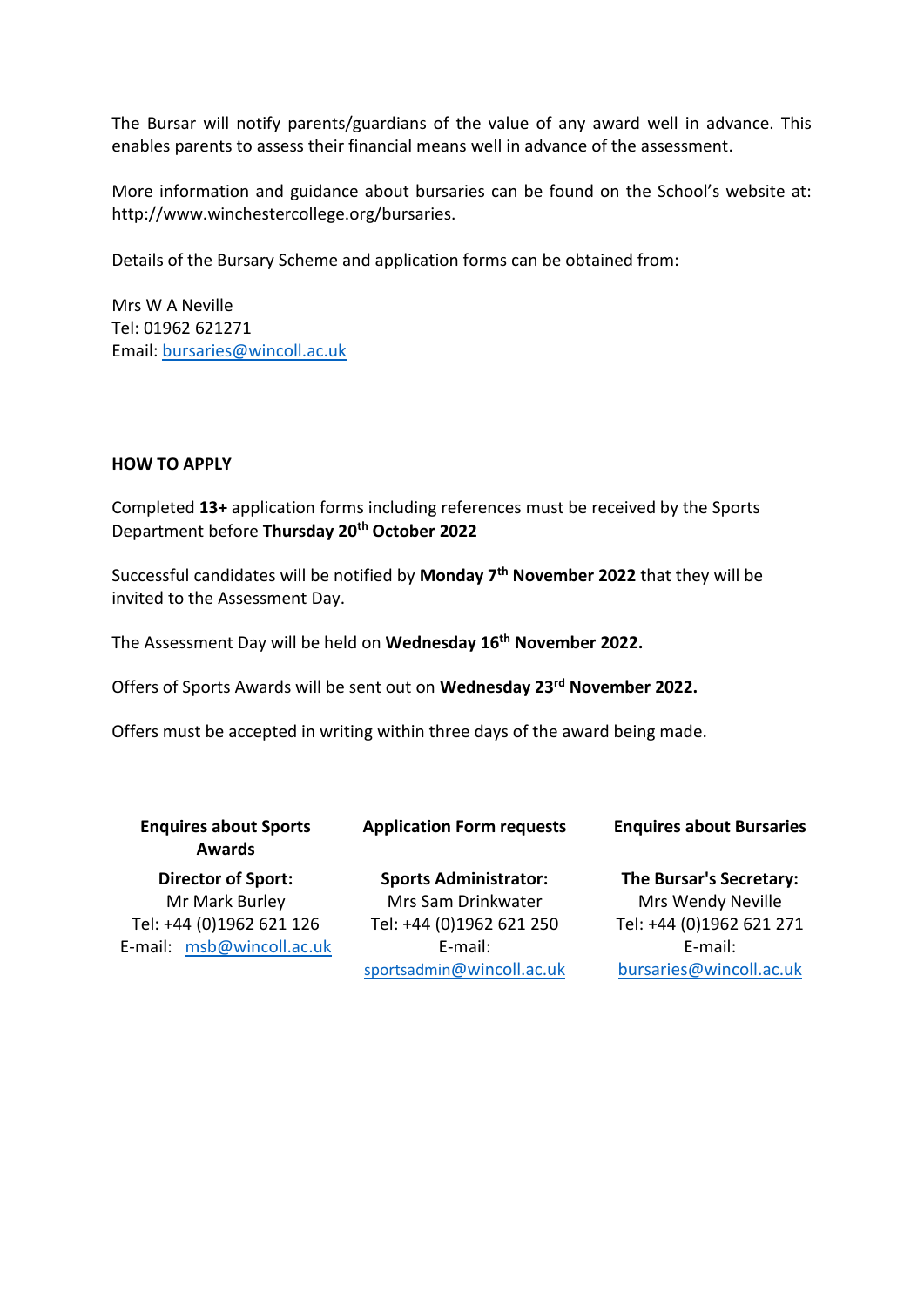The Bursar will notify parents/guardians of the value of any award well in advance. This enables parents to assess their financial means well in advance of the assessment.

More information and guidance about bursaries can be found on the School's website at: http://www.winchestercollege.org/bursaries.

Details of the Bursary Scheme and application forms can be obtained from:

Mrs W A Neville  
Tel: 01962 621271  
Email: bursaries@wincoll.ac.uk

**HOW TO APPLY**

Completed **13+** application forms including references must be received by the Sports Department before **Thursday 20th October 2022**

Successful candidates will be notified by **Monday 7th November 2022** that they will be invited to the Assessment Day.

The Assessment Day will be held on **Wednesday 16th November 2022.**

Offers of Sports Awards will be sent out on **Wednesday 23rd November 2022.**

Offers must be accepted in writing within three days of the award being made.

| Enquires about Sports Awards | Application Form requests | Enquires about Bursaries |
| --- | --- | --- |
| **Director of Sport:** | **Sports Administrator:** | **The Bursar's Secretary:** |
| Mr Mark Burley | Mrs Sam Drinkwater | Mrs Wendy Neville |
| Tel: +44 (0)1962 621 126 | Tel: +44 (0)1962 621 250 | Tel: +44 (0)1962 621 271 |
| E-mail: msb@wincoll.ac.uk | E-mail: sportsadmin@wincoll.ac.uk | E-mail: bursaries@wincoll.ac.uk |